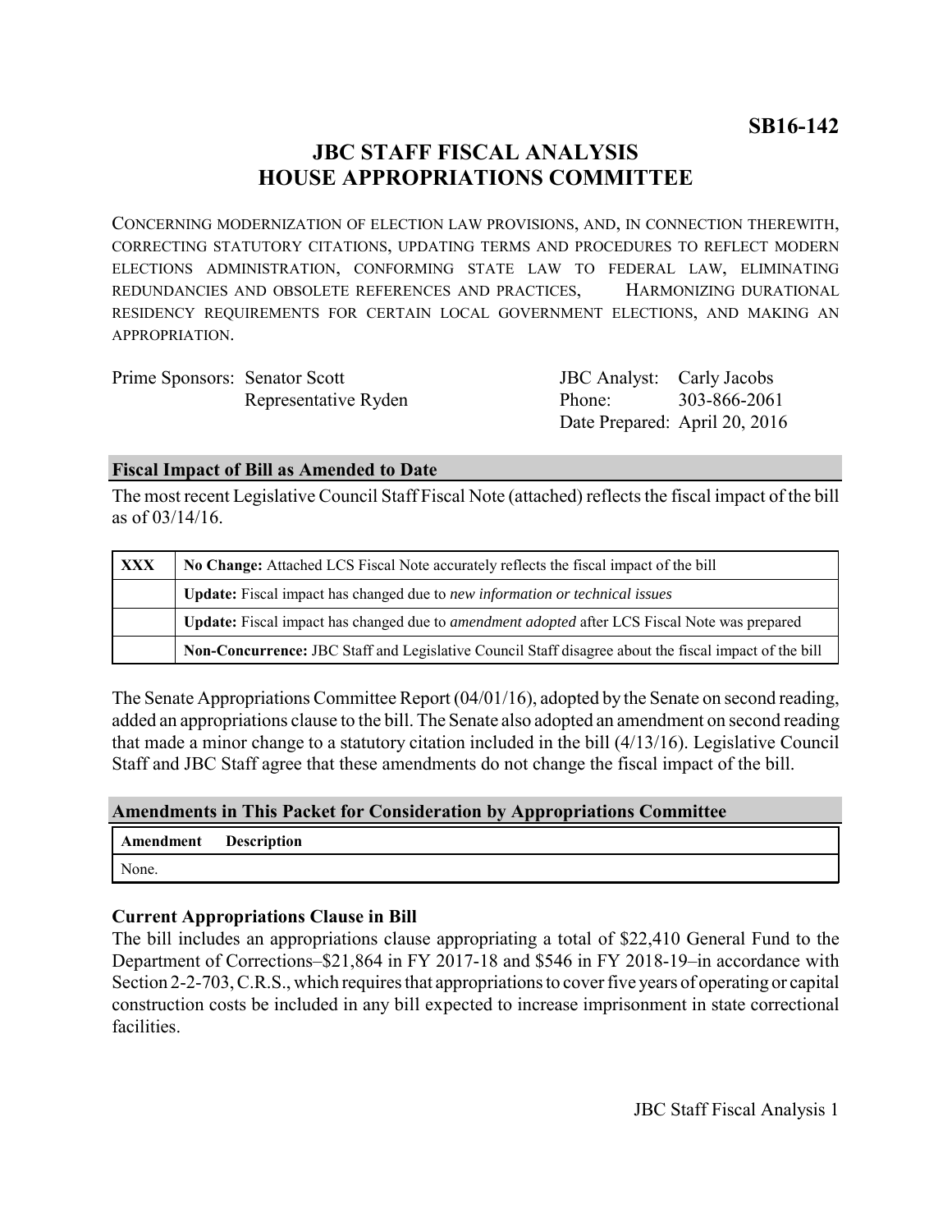**SB16-142**

# JBC STAFF FISCAL ANALYSIS
# HOUSE APPROPRIATIONS COMMITTEE

CONCERNING MODERNIZATION OF ELECTION LAW PROVISIONS, AND, IN CONNECTION THEREWITH, CORRECTING STATUTORY CITATIONS, UPDATING TERMS AND PROCEDURES TO REFLECT MODERN ELECTIONS ADMINISTRATION, CONFORMING STATE LAW TO FEDERAL LAW, ELIMINATING REDUNDANCIES AND OBSOLETE REFERENCES AND PRACTICES, HARMONIZING DURATIONAL RESIDENCY REQUIREMENTS FOR CERTAIN LOCAL GOVERNMENT ELECTIONS, AND MAKING AN APPROPRIATION.

| | | | |
|---|---|---|---|
| Prime Sponsors: | Senator Scott | JBC Analyst: | Carly Jacobs |
| | Representative Ryden | Phone: | 303-866-2061 |
| | | Date Prepared: | April 20, 2016 |

## Fiscal Impact of Bill as Amended to Date

The most recent Legislative Council Staff Fiscal Note (attached) reflects the fiscal impact of the bill as of 03/14/16.

| | |
|---|---|
| **XXX** | **No Change:** Attached LCS Fiscal Note accurately reflects the fiscal impact of the bill |
| | **Update:** Fiscal impact has changed due to *new information or technical issues* |
| | **Update:** Fiscal impact has changed due to *amendment adopted* after LCS Fiscal Note was prepared |
| | **Non-Concurrence:** JBC Staff and Legislative Council Staff disagree about the fiscal impact of the bill |

The Senate Appropriations Committee Report (04/01/16), adopted by the Senate on second reading, added an appropriations clause to the bill. The Senate also adopted an amendment on second reading that made a minor change to a statutory citation included in the bill (4/13/16). Legislative Council Staff and JBC Staff agree that these amendments do not change the fiscal impact of the bill.

## Amendments in This Packet for Consideration by Appropriations Committee

| Amendment | Description |
|---|---|
| None. | |

### Current Appropriations Clause in Bill

The bill includes an appropriations clause appropriating a total of $22,410 General Fund to the Department of Corrections–$21,864 in FY 2017-18 and $546 in FY 2018-19–in accordance with Section 2-2-703, C.R.S., which requires that appropriations to cover five years of operating or capital construction costs be included in any bill expected to increase imprisonment in state correctional facilities.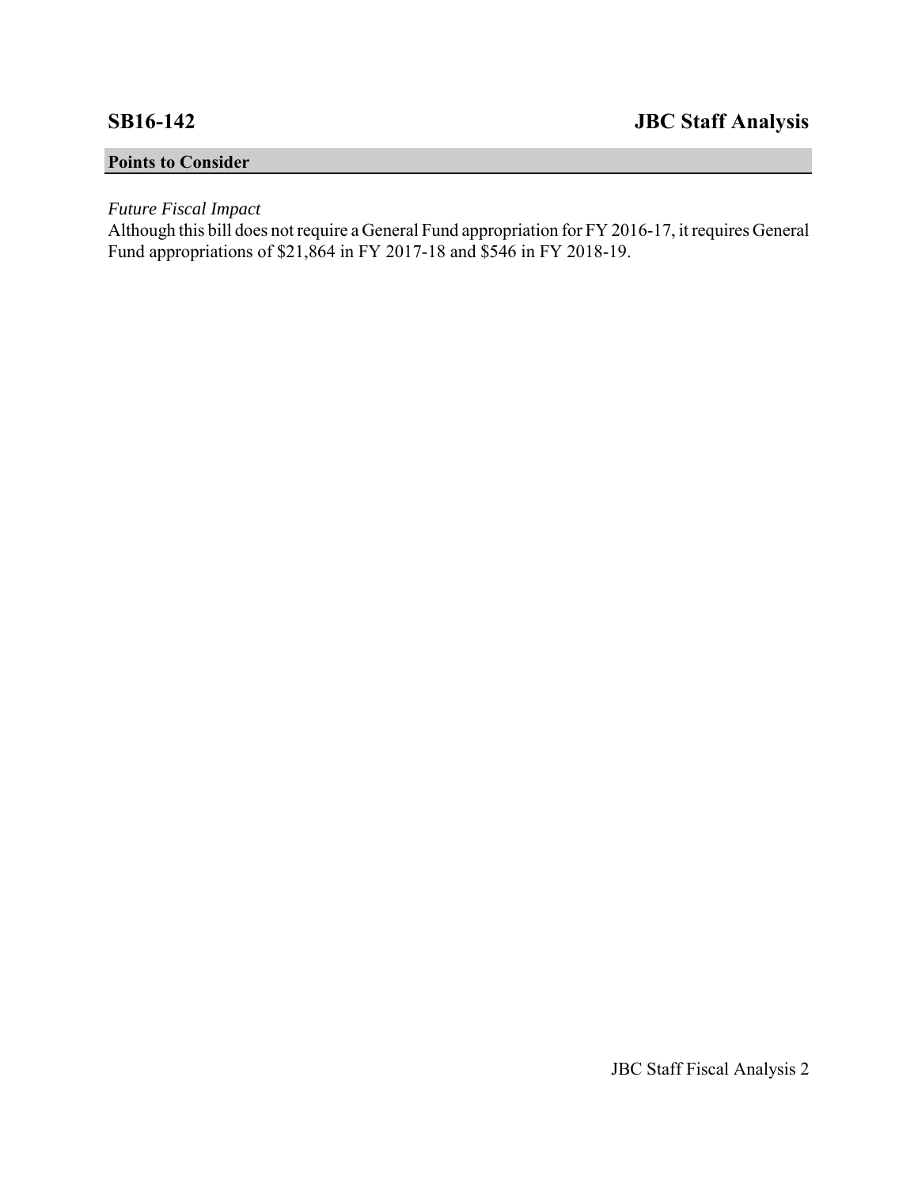## Points to Consider

*Future Fiscal Impact*

Although this bill does not require a General Fund appropriation for FY 2016-17, it requires General Fund appropriations of $21,864 in FY 2017-18 and $546 in FY 2018-19.